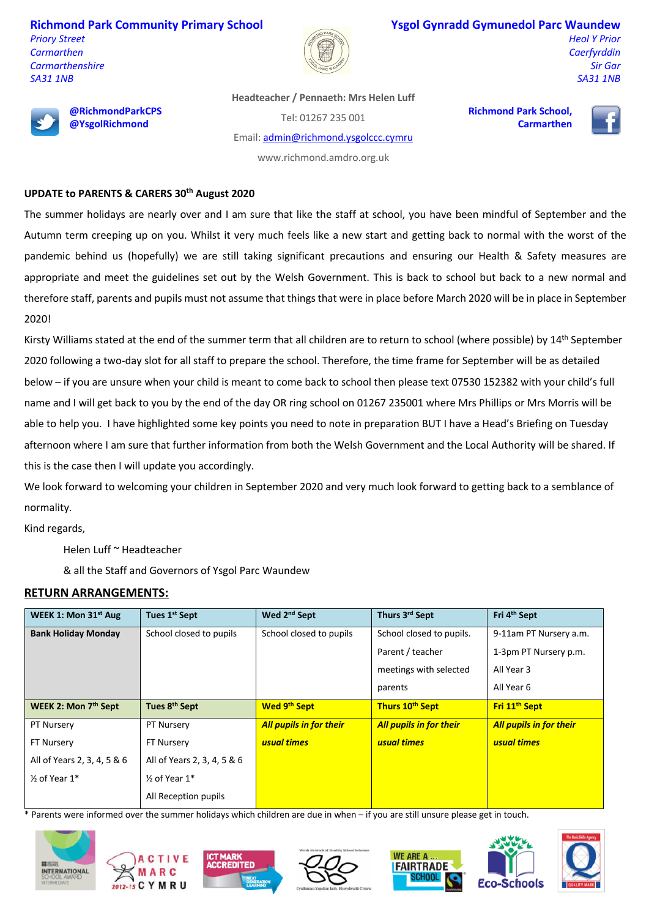**Richmond Park Community Primary School**
*Priory Street*
*Carmarthen*
*Carmarthenshire*
*SA31 1NB*

**Ysgol Gynradd Gymunedol Parc Waundew**
*Heol Y Prior*
*Caerfyrddin*
*Sir Gar*
*SA31 1NB*

**Headteacher / Pennaeth: Mrs Helen Luff**

**@RichmondParkCPS**
**@YsgolRichmond**

Tel: 01267 235 001

Email: admin@richmond.ysgolccc.cymru

www.richmond.amdro.org.uk

**Richmond Park School, Carmarthen**

**UPDATE to PARENTS & CARERS 30th August 2020**

The summer holidays are nearly over and I am sure that like the staff at school, you have been mindful of September and the Autumn term creeping up on you. Whilst it very much feels like a new start and getting back to normal with the worst of the pandemic behind us (hopefully) we are still taking significant precautions and ensuring our Health & Safety measures are appropriate and meet the guidelines set out by the Welsh Government. This is back to school but back to a new normal and therefore staff, parents and pupils must not assume that things that were in place before March 2020 will be in place in September 2020!

Kirsty Williams stated at the end of the summer term that all children are to return to school (where possible) by 14th September 2020 following a two-day slot for all staff to prepare the school. Therefore, the time frame for September will be as detailed below – if you are unsure when your child is meant to come back to school then please text 07530 152382 with your child's full name and I will get back to you by the end of the day OR ring school on 01267 235001 where Mrs Phillips or Mrs Morris will be able to help you. I have highlighted some key points you need to note in preparation BUT I have a Head's Briefing on Tuesday afternoon where I am sure that further information from both the Welsh Government and the Local Authority will be shared. If this is the case then I will update you accordingly.

We look forward to welcoming your children in September 2020 and very much look forward to getting back to a semblance of normality.

Kind regards,

Helen Luff ~ Headteacher

& all the Staff and Governors of Ysgol Parc Waundew

## RETURN ARRANGEMENTS:

| **WEEK 1: Mon 31st Aug** | **Tues 1st Sept** | **Wed 2nd Sept** | **Thurs 3rd Sept** | **Fri 4th Sept** |
|---|---|---|---|---|
| **Bank Holiday Monday** | School closed to pupils | School closed to pupils | School closed to pupils. Parent / teacher meetings with selected parents | 9-11am PT Nursery a.m.<br>1-3pm PT Nursery p.m.<br>All Year 3<br>All Year 6 |
| **WEEK 2: Mon 7th Sept** | **Tues 8th Sept** | **Wed 9th Sept** | **Thurs 10th Sept** | **Fri 11th Sept** |
| PT Nursery<br>FT Nursery<br>All of Years 2, 3, 4, 5 & 6<br>½ of Year 1* | PT Nursery<br>FT Nursery<br>All of Years 2, 3, 4, 5 & 6<br>½ of Year 1*<br>All Reception pupils | ***All pupils in for their usual times*** | ***All pupils in for their usual times*** | ***All pupils in for their usual times*** |

\* Parents were informed over the summer holidays which children are due in when – if you are still unsure please get in touch.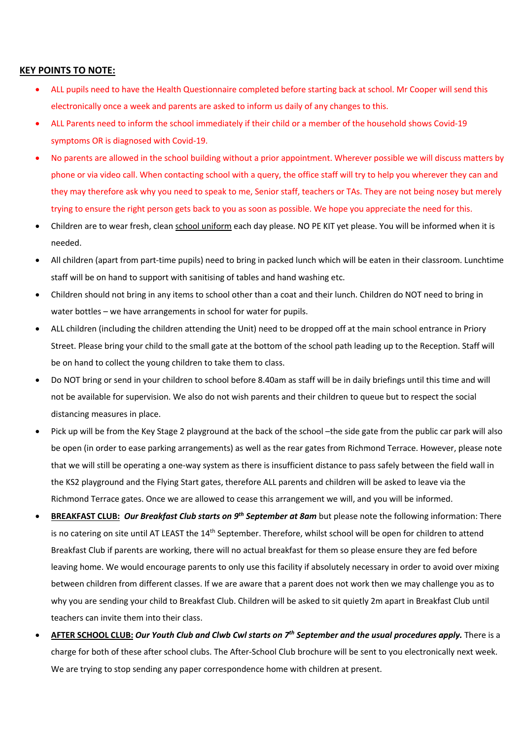**KEY POINTS TO NOTE:**

- ALL pupils need to have the Health Questionnaire completed before starting back at school. Mr Cooper will send this electronically once a week and parents are asked to inform us daily of any changes to this.
- ALL Parents need to inform the school immediately if their child or a member of the household shows Covid-19 symptoms OR is diagnosed with Covid-19.
- No parents are allowed in the school building without a prior appointment. Wherever possible we will discuss matters by phone or via video call. When contacting school with a query, the office staff will try to help you wherever they can and they may therefore ask why you need to speak to me, Senior staff, teachers or TAs. They are not being nosey but merely trying to ensure the right person gets back to you as soon as possible. We hope you appreciate the need for this.
- Children are to wear fresh, clean school uniform each day please. NO PE KIT yet please. You will be informed when it is needed.
- All children (apart from part-time pupils) need to bring in packed lunch which will be eaten in their classroom. Lunchtime staff will be on hand to support with sanitising of tables and hand washing etc.
- Children should not bring in any items to school other than a coat and their lunch. Children do NOT need to bring in water bottles – we have arrangements in school for water for pupils.
- ALL children (including the children attending the Unit) need to be dropped off at the main school entrance in Priory Street. Please bring your child to the small gate at the bottom of the school path leading up to the Reception. Staff will be on hand to collect the young children to take them to class.
- Do NOT bring or send in your children to school before 8.40am as staff will be in daily briefings until this time and will not be available for supervision. We also do not wish parents and their children to queue but to respect the social distancing measures in place.
- Pick up will be from the Key Stage 2 playground at the back of the school –the side gate from the public car park will also be open (in order to ease parking arrangements) as well as the rear gates from Richmond Terrace. However, please note that we will still be operating a one-way system as there is insufficient distance to pass safely between the field wall in the KS2 playground and the Flying Start gates, therefore ALL parents and children will be asked to leave via the Richmond Terrace gates. Once we are allowed to cease this arrangement we will, and you will be informed.
- **BREAKFAST CLUB:** ***Our Breakfast Club starts on 9th September at 8am*** but please note the following information: There is no catering on site until AT LEAST the 14th September. Therefore, whilst school will be open for children to attend Breakfast Club if parents are working, there will no actual breakfast for them so please ensure they are fed before leaving home. We would encourage parents to only use this facility if absolutely necessary in order to avoid over mixing between children from different classes. If we are aware that a parent does not work then we may challenge you as to why you are sending your child to Breakfast Club. Children will be asked to sit quietly 2m apart in Breakfast Club until teachers can invite them into their class.
- **AFTER SCHOOL CLUB:** ***Our Youth Club and Clwb Cwl starts on 7th September and the usual procedures apply.*** There is a charge for both of these after school clubs. The After-School Club brochure will be sent to you electronically next week. We are trying to stop sending any paper correspondence home with children at present.